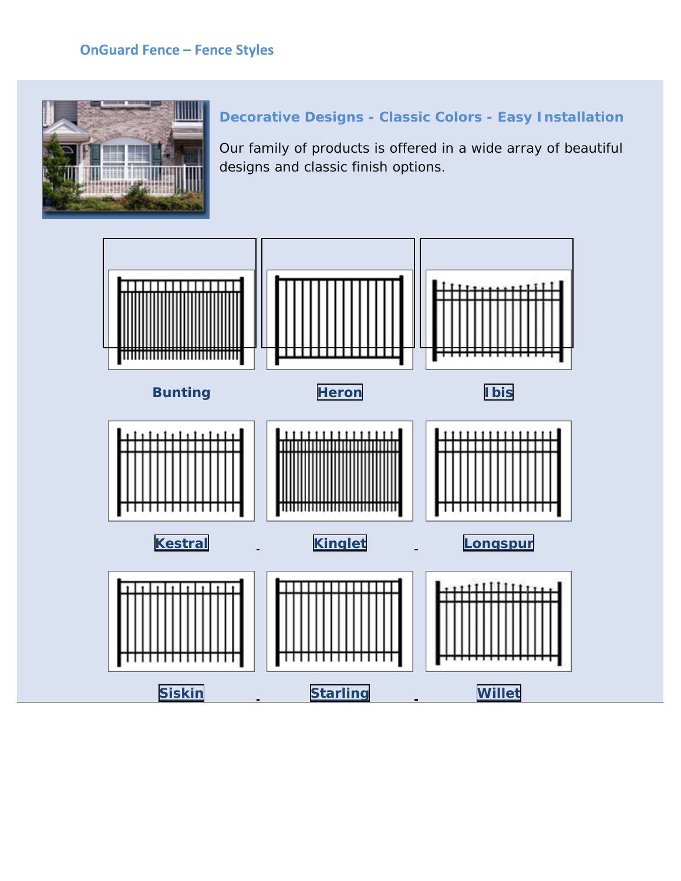# OnGuard Fence – Fence Styles

## Decorative Designs - Classic Colors - Easy Installation

Our family of products is offered in a wide array of beautiful designs and classic finish options.

**Bunting** **Heron** **Ibis**

**Kestral** **Kinglet** **Longspur**

**Siskin** **Starling** **Willet**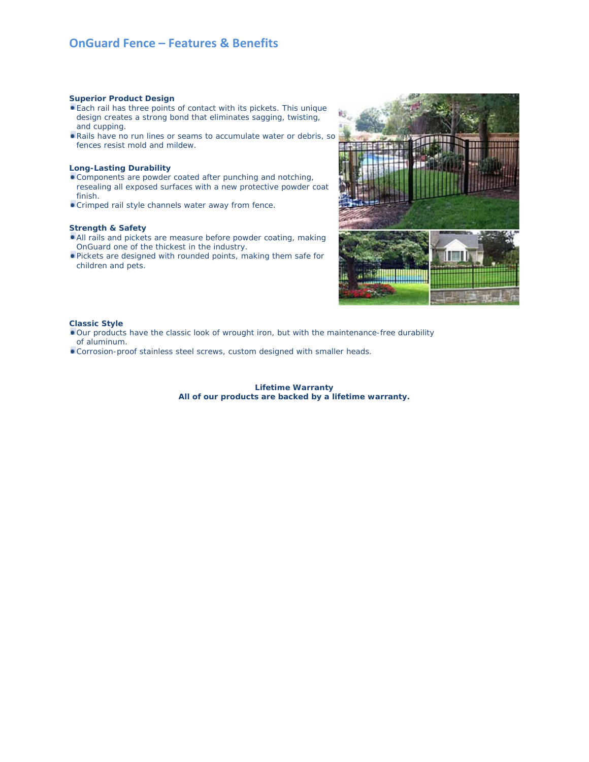# OnGuard Fence – Features & Benefits

**Superior Product Design**

- Each rail has three points of contact with its pickets. This unique design creates a strong bond that eliminates sagging, twisting, and cupping.
- Rails have no run lines or seams to accumulate water or debris, so fences resist mold and mildew.

**Long-Lasting Durability**

- Components are powder coated after punching and notching, resealing all exposed surfaces with a new protective powder coat finish.
- Crimped rail style channels water away from fence.

**Strength & Safety**

- All rails and pickets are measure before powder coating, making OnGuard one of the thickest in the industry.
- Pickets are designed with rounded points, making them safe for children and pets.

**Classic Style**

- Our products have the classic look of wrought iron, but with the maintenance-free durability of aluminum.
- Corrosion-proof stainless steel screws, custom designed with smaller heads.

**Lifetime Warranty**
**All of our products are backed by a lifetime warranty.**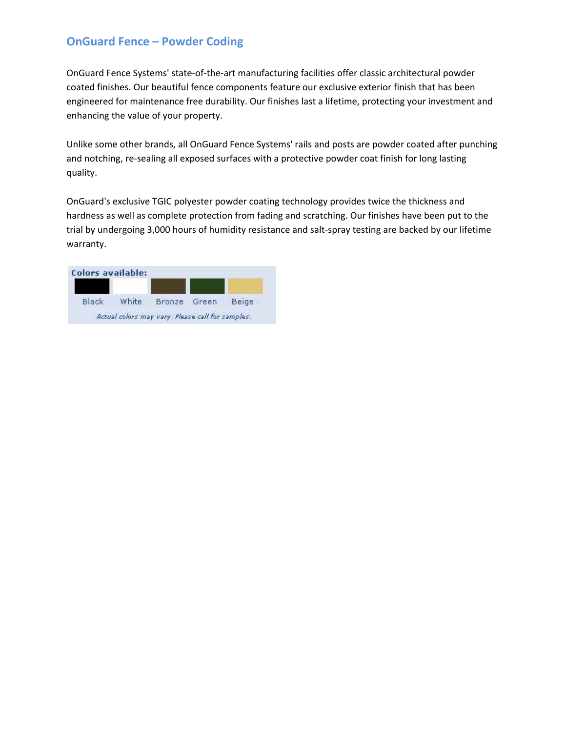## OnGuard Fence – Powder Coding

OnGuard Fence Systems' state-of-the-art manufacturing facilities offer classic architectural powder coated finishes. Our beautiful fence components feature our exclusive exterior finish that has been engineered for maintenance free durability. Our finishes last a lifetime, protecting your investment and enhancing the value of your property.

Unlike some other brands, all OnGuard Fence Systems' rails and posts are powder coated after punching and notching, re-sealing all exposed surfaces with a protective powder coat finish for long lasting quality.

OnGuard's exclusive TGIC polyester powder coating technology provides twice the thickness and hardness as well as complete protection from fading and scratching. Our finishes have been put to the trial by undergoing 3,000 hours of humidity resistance and salt-spray testing are backed by our lifetime warranty.

**Colors available:**

Black White Bronze Green Beige

*Actual colors may vary. Please call for samples.*